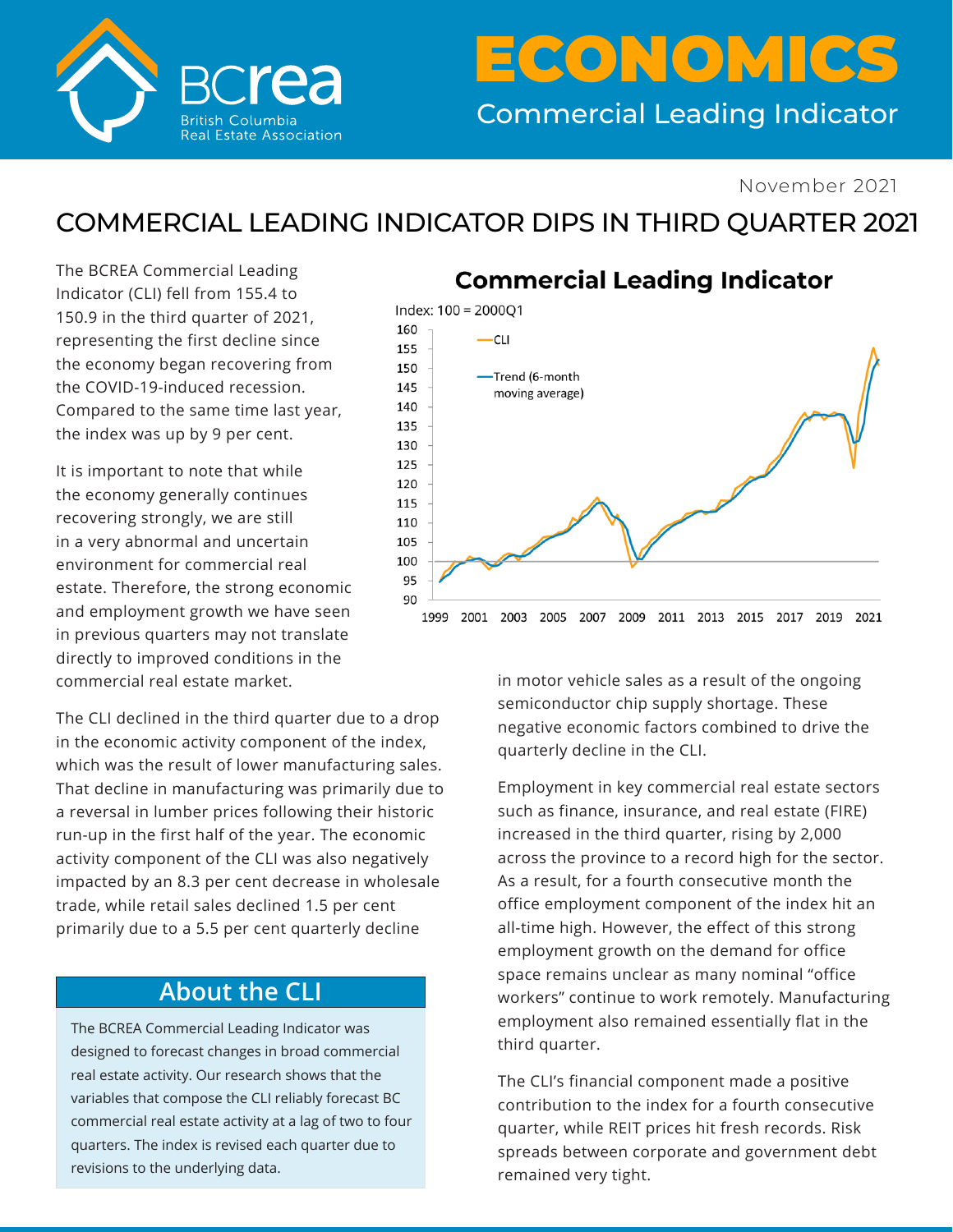# ECONOMICS

## Commercial Leading Indicator

November 2021

# COMMERCIAL LEADING INDICATOR DIPS IN THIRD QUARTER 2021

The BCREA Commercial Leading Indicator (CLI) fell from 155.4 to 150.9 in the third quarter of 2021, representing the first decline since the economy began recovering from the COVID-19-induced recession. Compared to the same time last year, the index was up by 9 per cent.

It is important to note that while the economy generally continues recovering strongly, we are still in a very abnormal and uncertain environment for commercial real estate. Therefore, the strong economic and employment growth we have seen in previous quarters may not translate directly to improved conditions in the commercial real estate market.

The CLI declined in the third quarter due to a drop in the economic activity component of the index, which was the result of lower manufacturing sales. That decline in manufacturing was primarily due to a reversal in lumber prices following their historic run-up in the first half of the year. The economic activity component of the CLI was also negatively impacted by an 8.3 per cent decrease in wholesale trade, while retail sales declined 1.5 per cent primarily due to a 5.5 per cent quarterly decline in motor vehicle sales as a result of the ongoing semiconductor chip supply shortage. These negative economic factors combined to drive the quarterly decline in the CLI.

Employment in key commercial real estate sectors such as finance, insurance, and real estate (FIRE) increased in the third quarter, rising by 2,000 across the province to a record high for the sector. As a result, for a fourth consecutive month the office employment component of the index hit an all-time high. However, the effect of this strong employment growth on the demand for office space remains unclear as many nominal "office workers" continue to work remotely. Manufacturing employment also remained essentially flat in the third quarter.

The CLI's financial component made a positive contribution to the index for a fourth consecutive quarter, while REIT prices hit fresh records. Risk spreads between corporate and government debt remained very tight.

### Commercial Leading Indicator

Index: 100 = 2000Q1

Legend: CLI; Trend (6-month moving average)

### About the CLI

The BCREA Commercial Leading Indicator was designed to forecast changes in broad commercial real estate activity. Our research shows that the variables that compose the CLI reliably forecast BC commercial real estate activity at a lag of two to four quarters. The index is revised each quarter due to revisions to the underlying data.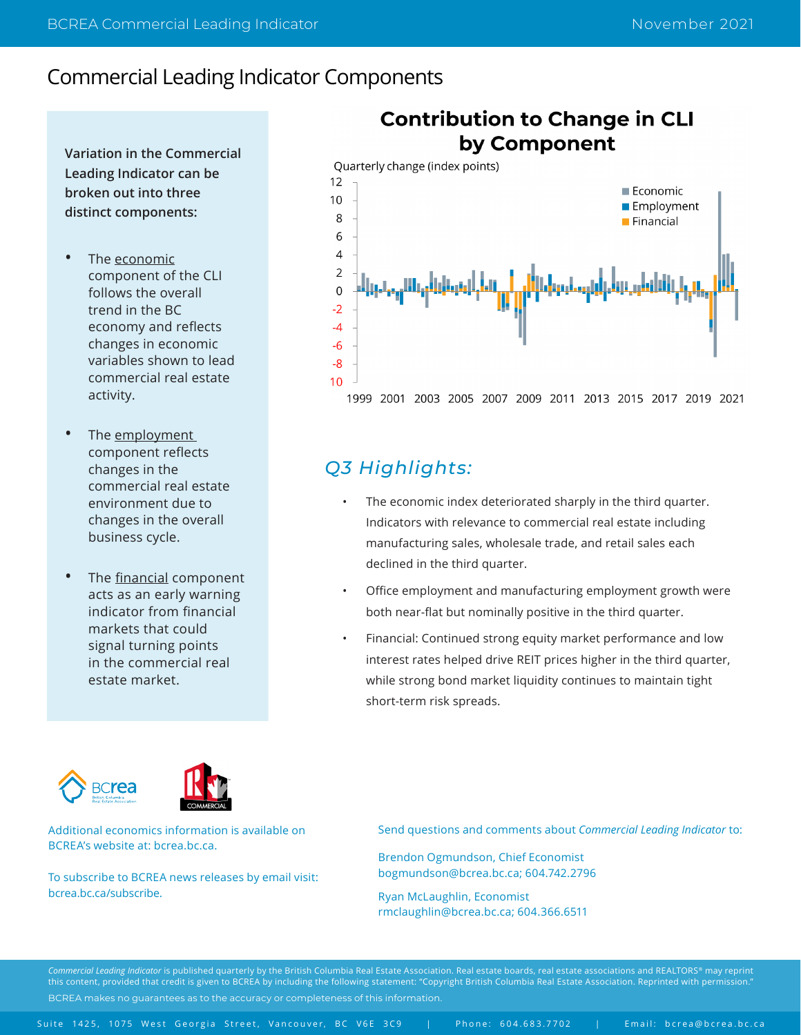# Commercial Leading Indicator Components

**Variation in the Commercial Leading Indicator can be broken out into three distinct components:**

- The economic component of the CLI follows the overall trend in the BC economy and reflects changes in economic variables shown to lead commercial real estate activity.
- The employment component reflects changes in the commercial real estate environment due to changes in the overall business cycle.
- The financial component acts as an early warning indicator from financial markets that could signal turning points in the commercial real estate market.

**Contribution to Change in CLI by Component**

Quarterly change (index points)

12
10
8
6
4
2
0
-2
-4
-6
-8
10

1999 2001 2003 2005 2007 2009 2011 2013 2015 2017 2019 2021

Economic
Employment
Financial

## *Q3 Highlights:*

- The economic index deteriorated sharply in the third quarter. Indicators with relevance to commercial real estate including manufacturing sales, wholesale trade, and retail sales each declined in the third quarter.
- Office employment and manufacturing employment growth were both near-flat but nominally positive in the third quarter.
- Financial: Continued strong equity market performance and low interest rates helped drive REIT prices higher in the third quarter, while strong bond market liquidity continues to maintain tight short-term risk spreads.

Additional economics information is available on BCREA's website at: bcrea.bc.ca.

To subscribe to BCREA news releases by email visit: bcrea.bc.ca/subscribe.

Send questions and comments about *Commercial Leading Indicator* to:

Brendon Ogmundson, Chief Economist
bogmundson@bcrea.bc.ca; 604.742.2796

Ryan McLaughlin, Economist
rmclaughlin@bcrea.bc.ca; 604.366.6511

*Commercial Leading Indicator* is published quarterly by the British Columbia Real Estate Association. Real estate boards, real estate associations and REALTORS® may reprint this content, provided that credit is given to BCREA by including the following statement: "Copyright British Columbia Real Estate Association. Reprinted with permission."

BCREA makes no guarantees as to the accuracy or completeness of this information.

Suite 1425, 1075 West Georgia Street, Vancouver, BC V6E 3C9 | Phone: 604.683.7702 | Email: bcrea@bcrea.bc.ca